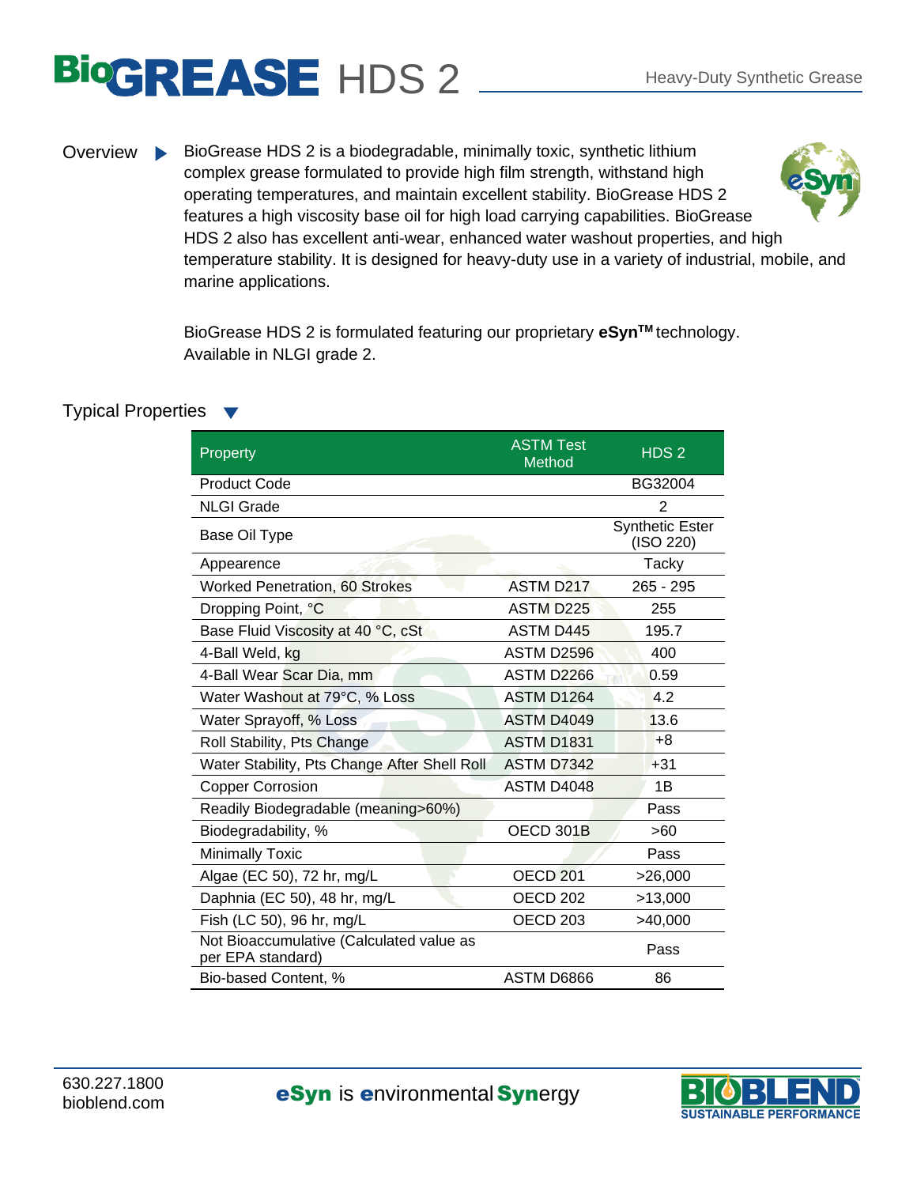# BioGREASE HDS 2

Heavy-Duty Synthetic Grease

## Overview

BioGrease HDS 2 is a biodegradable, minimally toxic, synthetic lithium complex grease formulated to provide high film strength, withstand high operating temperatures, and maintain excellent stability. BioGrease HDS 2 features a high viscosity base oil for high load carrying capabilities. BioGrease HDS 2 also has excellent anti-wear, enhanced water washout properties, and high temperature stability. It is designed for heavy-duty use in a variety of industrial, mobile, and marine applications.

BioGrease HDS 2 is formulated featuring our proprietary **eSyn™** technology. Available in NLGI grade 2.

## Typical Properties

| Property | ASTM Test Method | HDS 2 |
|---|---|---|
| Product Code | | BG32004 |
| NLGI Grade | | 2 |
| Base Oil Type | | Synthetic Ester (ISO 220) |
| Appearence | | Tacky |
| Worked Penetration, 60 Strokes | ASTM D217 | 265 - 295 |
| Dropping Point, °C | ASTM D225 | 255 |
| Base Fluid Viscosity at 40 °C, cSt | ASTM D445 | 195.7 |
| 4-Ball Weld, kg | ASTM D2596 | 400 |
| 4-Ball Wear Scar Dia, mm | ASTM D2266 | 0.59 |
| Water Washout at 79°C, % Loss | ASTM D1264 | 4.2 |
| Water Sprayoff, % Loss | ASTM D4049 | 13.6 |
| Roll Stability, Pts Change | ASTM D1831 | +8 |
| Water Stability, Pts Change After Shell Roll | ASTM D7342 | +31 |
| Copper Corrosion | ASTM D4048 | 1B |
| Readily Biodegradable (meaning>60%) | | Pass |
| Biodegradability, % | OECD 301B | >60 |
| Minimally Toxic | | Pass |
| Algae (EC 50), 72 hr, mg/L | OECD 201 | >26,000 |
| Daphnia (EC 50), 48 hr, mg/L | OECD 202 | >13,000 |
| Fish (LC 50), 96 hr, mg/L | OECD 203 | >40,000 |
| Not Bioaccumulative (Calculated value as per EPA standard) | | Pass |
| Bio-based Content, % | ASTM D6866 | 86 |

630.227.1800
bioblend.com

**eSyn** is **e**nvironmental **Syn**ergy

BIOBLEND SUSTAINABLE PERFORMANCE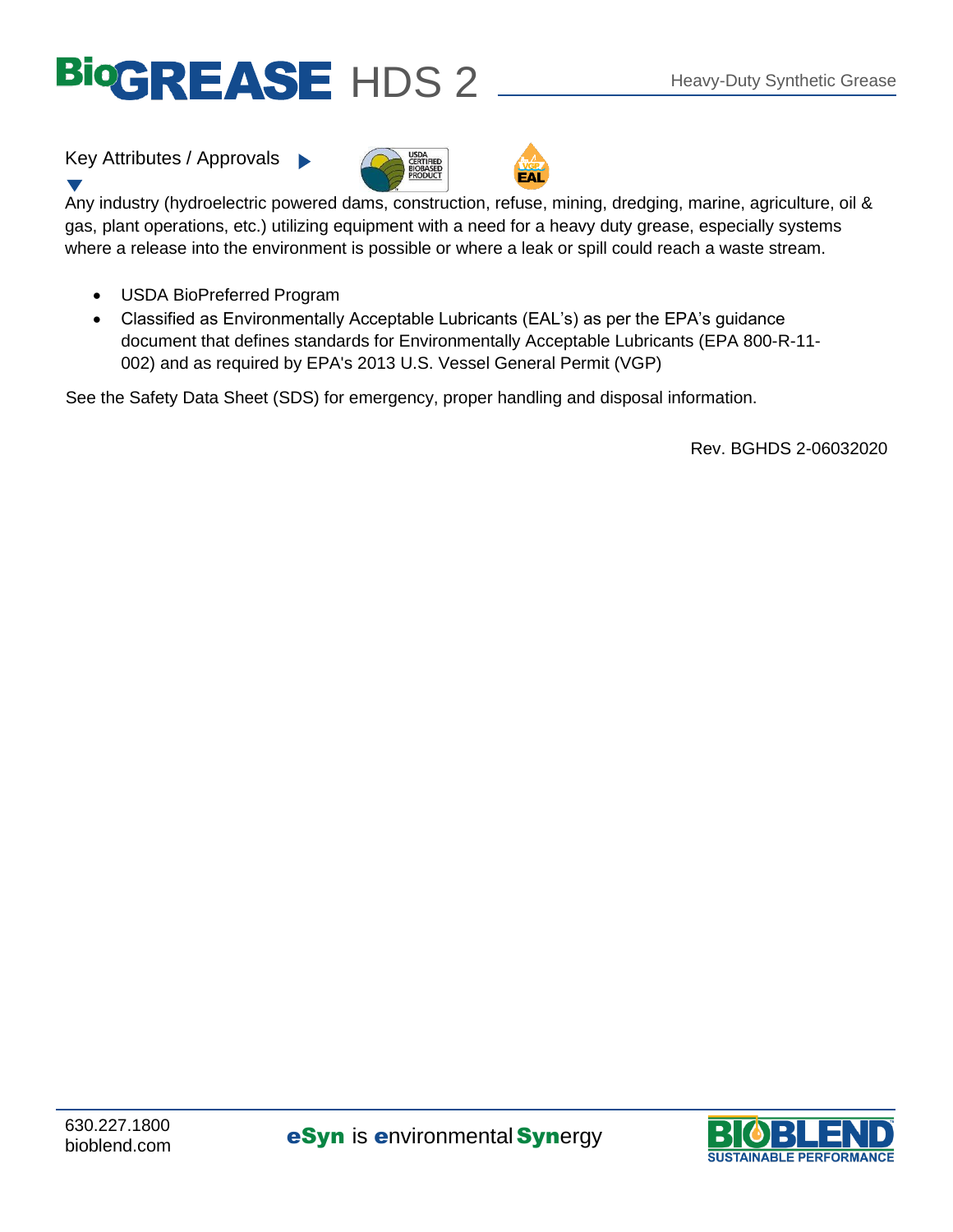# BioGREASE HDS 2

Heavy-Duty Synthetic Grease

Key Attributes / Approvals

Any industry (hydroelectric powered dams, construction, refuse, mining, dredging, marine, agriculture, oil & gas, plant operations, etc.) utilizing equipment with a need for a heavy duty grease, especially systems where a release into the environment is possible or where a leak or spill could reach a waste stream.

- USDA BioPreferred Program
- Classified as Environmentally Acceptable Lubricants (EAL's) as per the EPA's guidance document that defines standards for Environmentally Acceptable Lubricants (EPA 800-R-11-002) and as required by EPA's 2013 U.S. Vessel General Permit (VGP)

See the Safety Data Sheet (SDS) for emergency, proper handling and disposal information.

Rev. BGHDS 2-06032020

630.227.1800
bioblend.com

eSyn is environmental Synergy

BIOBLEND SUSTAINABLE PERFORMANCE